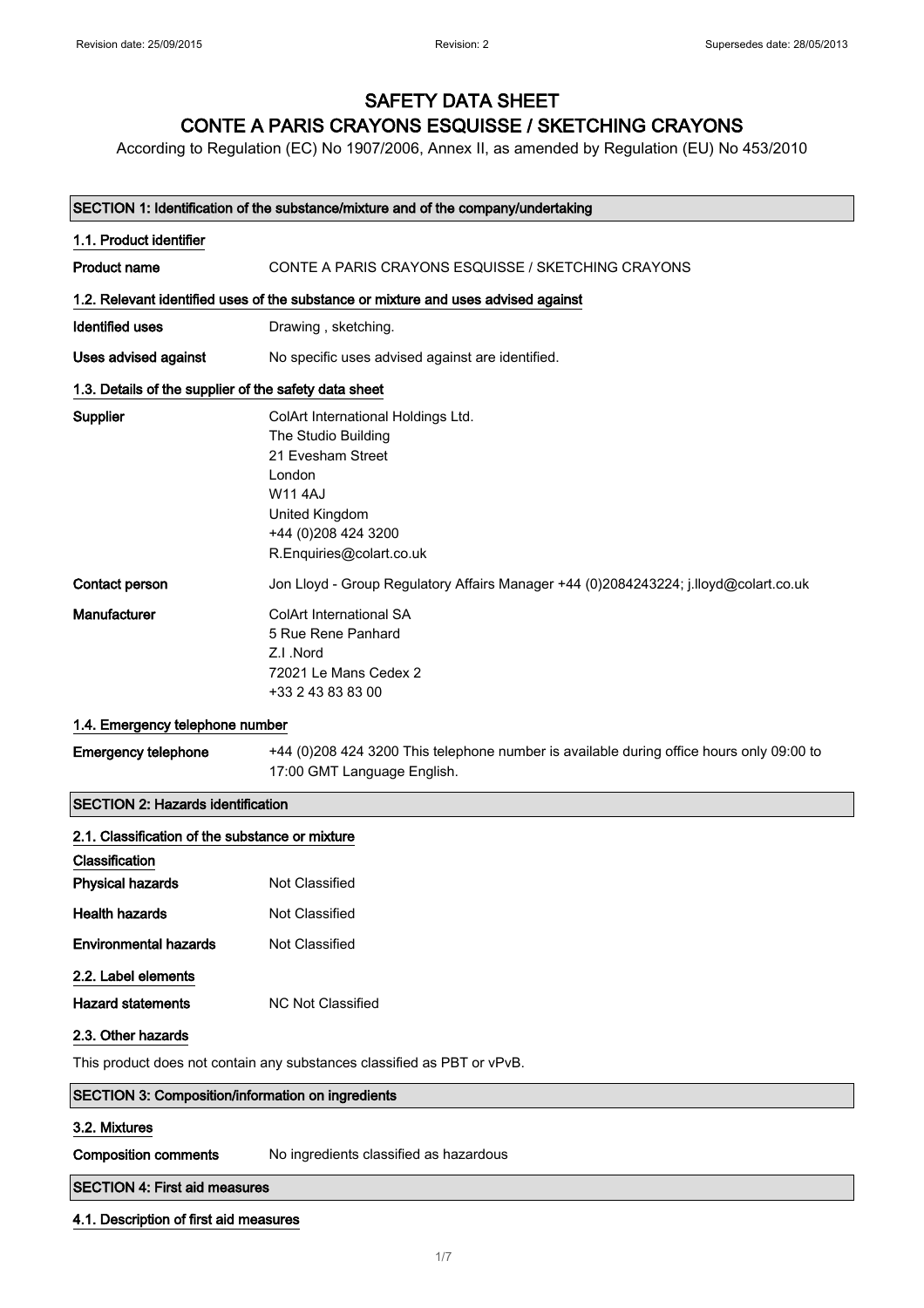Revision date: 25/09/2015 Revision: 2 Supersedes date: 28/05/2013

# SAFETY DATA SHEET
# CONTE A PARIS CRAYONS ESQUISSE / SKETCHING CRAYONS

According to Regulation (EC) No 1907/2006, Annex II, as amended by Regulation (EU) No 453/2010

## SECTION 1: Identification of the substance/mixture and of the company/undertaking

### 1.1. Product identifier

**Product name** CONTE A PARIS CRAYONS ESQUISSE / SKETCHING CRAYONS

### 1.2. Relevant identified uses of the substance or mixture and uses advised against

**Identified uses** Drawing , sketching.

**Uses advised against** No specific uses advised against are identified.

### 1.3. Details of the supplier of the safety data sheet

**Supplier**
ColArt International Holdings Ltd.
The Studio Building
21 Evesham Street
London
W11 4AJ
United Kingdom
+44 (0)208 424 3200
R.Enquiries@colart.co.uk

**Contact person** Jon Lloyd - Group Regulatory Affairs Manager +44 (0)2084243224; j.lloyd@colart.co.uk

**Manufacturer**
ColArt International SA
5 Rue Rene Panhard
Z.I .Nord
72021 Le Mans Cedex 2
+33 2 43 83 83 00

### 1.4. Emergency telephone number

**Emergency telephone** +44 (0)208 424 3200 This telephone number is available during office hours only 09:00 to 17:00 GMT Language English.

## SECTION 2: Hazards identification

### 2.1. Classification of the substance or mixture

**Classification**

**Physical hazards** Not Classified

**Health hazards** Not Classified

**Environmental hazards** Not Classified

### 2.2. Label elements

**Hazard statements** NC Not Classified

### 2.3. Other hazards

This product does not contain any substances classified as PBT or vPvB.

## SECTION 3: Composition/information on ingredients

### 3.2. Mixtures

**Composition comments** No ingredients classified as hazardous

## SECTION 4: First aid measures

### 4.1. Description of first aid measures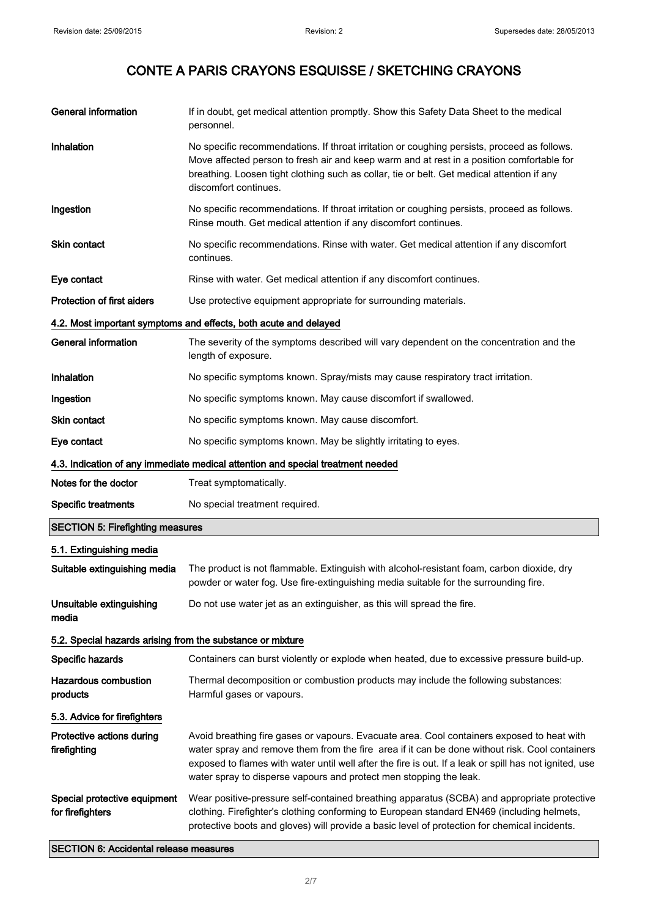# CONTE A PARIS CRAYONS ESQUISSE / SKETCHING CRAYONS

| | |
|---|---|
| **General information** | If in doubt, get medical attention promptly. Show this Safety Data Sheet to the medical personnel. |
| **Inhalation** | No specific recommendations. If throat irritation or coughing persists, proceed as follows. Move affected person to fresh air and keep warm and at rest in a position comfortable for breathing. Loosen tight clothing such as collar, tie or belt. Get medical attention if any discomfort continues. |
| **Ingestion** | No specific recommendations. If throat irritation or coughing persists, proceed as follows. Rinse mouth. Get medical attention if any discomfort continues. |
| **Skin contact** | No specific recommendations. Rinse with water. Get medical attention if any discomfort continues. |
| **Eye contact** | Rinse with water. Get medical attention if any discomfort continues. |
| **Protection of first aiders** | Use protective equipment appropriate for surrounding materials. |

### 4.2. Most important symptoms and effects, both acute and delayed

| | |
|---|---|
| **General information** | The severity of the symptoms described will vary dependent on the concentration and the length of exposure. |
| **Inhalation** | No specific symptoms known. Spray/mists may cause respiratory tract irritation. |
| **Ingestion** | No specific symptoms known. May cause discomfort if swallowed. |
| **Skin contact** | No specific symptoms known. May cause discomfort. |
| **Eye contact** | No specific symptoms known. May be slightly irritating to eyes. |

### 4.3. Indication of any immediate medical attention and special treatment needed

| | |
|---|---|
| **Notes for the doctor** | Treat symptomatically. |
| **Specific treatments** | No special treatment required. |

## SECTION 5: Firefighting measures

### 5.1. Extinguishing media

| | |
|---|---|
| **Suitable extinguishing media** | The product is not flammable. Extinguish with alcohol-resistant foam, carbon dioxide, dry powder or water fog. Use fire-extinguishing media suitable for the surrounding fire. |
| **Unsuitable extinguishing media** | Do not use water jet as an extinguisher, as this will spread the fire. |

### 5.2. Special hazards arising from the substance or mixture

| | |
|---|---|
| **Specific hazards** | Containers can burst violently or explode when heated, due to excessive pressure build-up. |
| **Hazardous combustion products** | Thermal decomposition or combustion products may include the following substances: Harmful gases or vapours. |

### 5.3. Advice for firefighters

| | |
|---|---|
| **Protective actions during firefighting** | Avoid breathing fire gases or vapours. Evacuate area. Cool containers exposed to heat with water spray and remove them from the fire area if it can be done without risk. Cool containers exposed to flames with water until well after the fire is out. If a leak or spill has not ignited, use water spray to disperse vapours and protect men stopping the leak. |
| **Special protective equipment for firefighters** | Wear positive-pressure self-contained breathing apparatus (SCBA) and appropriate protective clothing. Firefighter's clothing conforming to European standard EN469 (including helmets, protective boots and gloves) will provide a basic level of protection for chemical incidents. |

## SECTION 6: Accidental release measures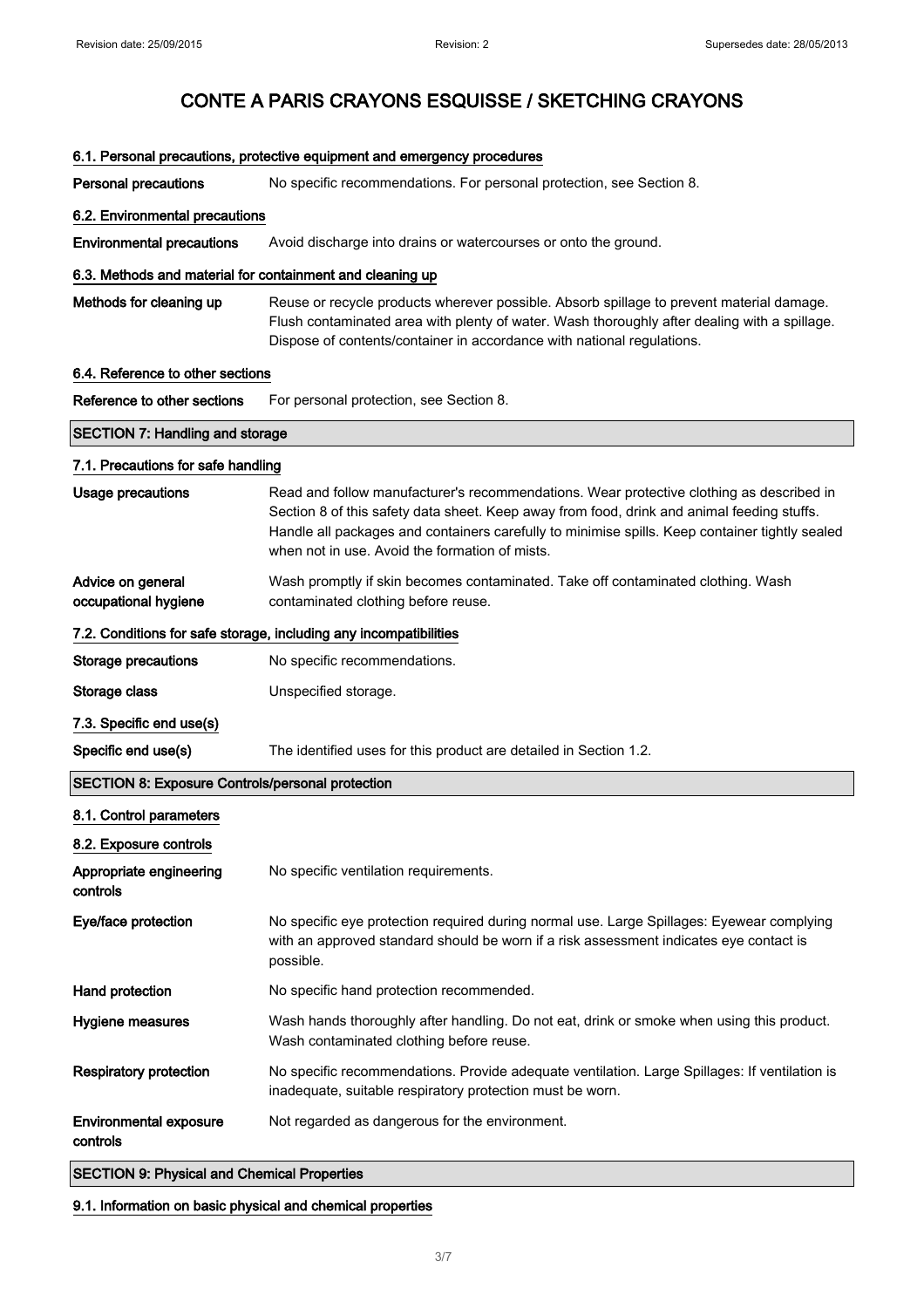# CONTE A PARIS CRAYONS ESQUISSE / SKETCHING CRAYONS

### 6.1. Personal precautions, protective equipment and emergency procedures

**Personal precautions** No specific recommendations. For personal protection, see Section 8.

### 6.2. Environmental precautions

**Environmental precautions** Avoid discharge into drains or watercourses or onto the ground.

### 6.3. Methods and material for containment and cleaning up

**Methods for cleaning up** Reuse or recycle products wherever possible. Absorb spillage to prevent material damage. Flush contaminated area with plenty of water. Wash thoroughly after dealing with a spillage. Dispose of contents/container in accordance with national regulations.

### 6.4. Reference to other sections

**Reference to other sections** For personal protection, see Section 8.

## SECTION 7: Handling and storage

### 7.1. Precautions for safe handling

**Usage precautions** Read and follow manufacturer's recommendations. Wear protective clothing as described in Section 8 of this safety data sheet. Keep away from food, drink and animal feeding stuffs. Handle all packages and containers carefully to minimise spills. Keep container tightly sealed when not in use. Avoid the formation of mists.

**Advice on general occupational hygiene** Wash promptly if skin becomes contaminated. Take off contaminated clothing. Wash contaminated clothing before reuse.

### 7.2. Conditions for safe storage, including any incompatibilities

**Storage precautions** No specific recommendations.

**Storage class** Unspecified storage.

### 7.3. Specific end use(s)

**Specific end use(s)** The identified uses for this product are detailed in Section 1.2.

## SECTION 8: Exposure Controls/personal protection

### 8.1. Control parameters

### 8.2. Exposure controls

**Appropriate engineering controls** No specific ventilation requirements.

**Eye/face protection** No specific eye protection required during normal use. Large Spillages: Eyewear complying with an approved standard should be worn if a risk assessment indicates eye contact is possible.

**Hand protection** No specific hand protection recommended.

**Hygiene measures** Wash hands thoroughly after handling. Do not eat, drink or smoke when using this product. Wash contaminated clothing before reuse.

**Respiratory protection** No specific recommendations. Provide adequate ventilation. Large Spillages: If ventilation is inadequate, suitable respiratory protection must be worn.

**Environmental exposure controls** Not regarded as dangerous for the environment.

## SECTION 9: Physical and Chemical Properties

### 9.1. Information on basic physical and chemical properties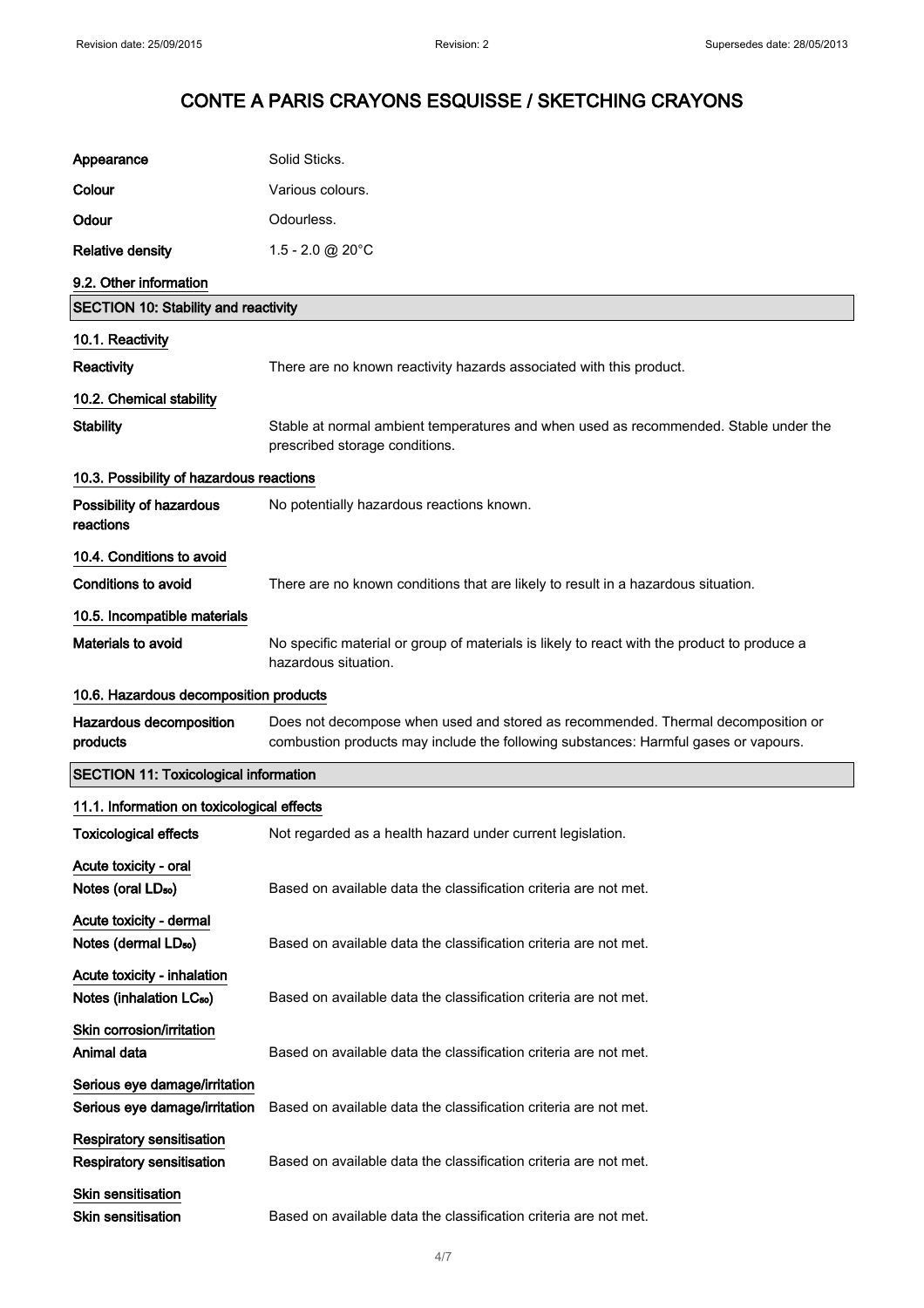# CONTE A PARIS CRAYONS ESQUISSE / SKETCHING CRAYONS

| | |
|---|---|
| **Appearance** | Solid Sticks. |
| **Colour** | Various colours. |
| **Odour** | Odourless. |
| **Relative density** | 1.5 - 2.0 @ 20°C |

### 9.2. Other information

## SECTION 10: Stability and reactivity

### 10.1. Reactivity

**Reactivity** There are no known reactivity hazards associated with this product.

### 10.2. Chemical stability

**Stability** Stable at normal ambient temperatures and when used as recommended. Stable under the prescribed storage conditions.

### 10.3. Possibility of hazardous reactions

**Possibility of hazardous reactions** No potentially hazardous reactions known.

### 10.4. Conditions to avoid

**Conditions to avoid** There are no known conditions that are likely to result in a hazardous situation.

### 10.5. Incompatible materials

**Materials to avoid** No specific material or group of materials is likely to react with the product to produce a hazardous situation.

### 10.6. Hazardous decomposition products

**Hazardous decomposition products** Does not decompose when used and stored as recommended. Thermal decomposition or combustion products may include the following substances: Harmful gases or vapours.

## SECTION 11: Toxicological information

### 11.1. Information on toxicological effects

**Toxicological effects** Not regarded as a health hazard under current legislation.

**Acute toxicity - oral**
**Notes (oral $LD_{50}$)** Based on available data the classification criteria are not met.

**Acute toxicity - dermal**
**Notes (dermal $LD_{50}$)** Based on available data the classification criteria are not met.

**Acute toxicity - inhalation**
**Notes (inhalation $LC_{50}$)** Based on available data the classification criteria are not met.

**Skin corrosion/irritation**
**Animal data** Based on available data the classification criteria are not met.

**Serious eye damage/irritation**
**Serious eye damage/irritation** Based on available data the classification criteria are not met.

**Respiratory sensitisation**
**Respiratory sensitisation** Based on available data the classification criteria are not met.

**Skin sensitisation**
**Skin sensitisation** Based on available data the classification criteria are not met.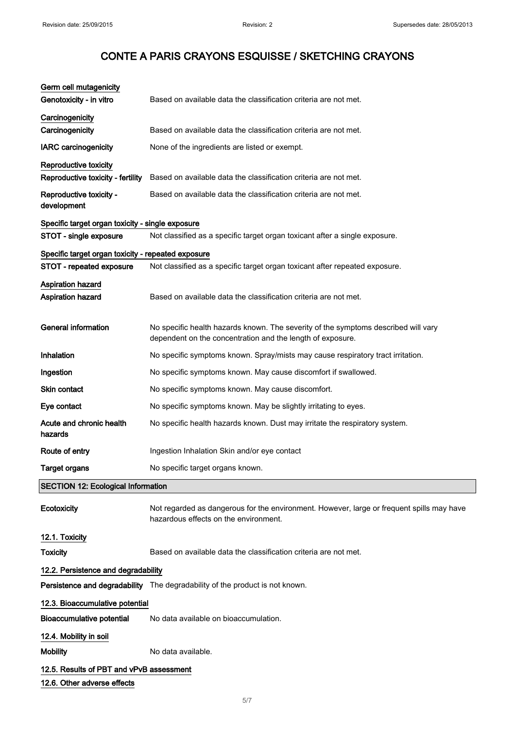# CONTE A PARIS CRAYONS ESQUISSE / SKETCHING CRAYONS

**Germ cell mutagenicity**

**Genotoxicity - in vitro** Based on available data the classification criteria are not met.

**Carcinogenicity**

**Carcinogenicity** Based on available data the classification criteria are not met.

**IARC carcinogenicity** None of the ingredients are listed or exempt.

**Reproductive toxicity**

**Reproductive toxicity - fertility** Based on available data the classification criteria are not met.

**Reproductive toxicity - development** Based on available data the classification criteria are not met.

**Specific target organ toxicity - single exposure**

**STOT - single exposure** Not classified as a specific target organ toxicant after a single exposure.

**Specific target organ toxicity - repeated exposure**

**STOT - repeated exposure** Not classified as a specific target organ toxicant after repeated exposure.

**Aspiration hazard**

**Aspiration hazard** Based on available data the classification criteria are not met.

**General information** No specific health hazards known. The severity of the symptoms described will vary dependent on the concentration and the length of exposure.

**Inhalation** No specific symptoms known. Spray/mists may cause respiratory tract irritation.

**Ingestion** No specific symptoms known. May cause discomfort if swallowed.

**Skin contact** No specific symptoms known. May cause discomfort.

**Eye contact** No specific symptoms known. May be slightly irritating to eyes.

**Acute and chronic health hazards** No specific health hazards known. Dust may irritate the respiratory system.

**Route of entry** Ingestion Inhalation Skin and/or eye contact

**Target organs** No specific target organs known.

## SECTION 12: Ecological Information

**Ecotoxicity** Not regarded as dangerous for the environment. However, large or frequent spills may have hazardous effects on the environment.

**12.1. Toxicity**

**Toxicity** Based on available data the classification criteria are not met.

**12.2. Persistence and degradability**

**Persistence and degradability** The degradability of the product is not known.

**12.3. Bioaccumulative potential**

**Bioaccumulative potential** No data available on bioaccumulation.

**12.4. Mobility in soil**

**Mobility** No data available.

**12.5. Results of PBT and vPvB assessment**

**12.6. Other adverse effects**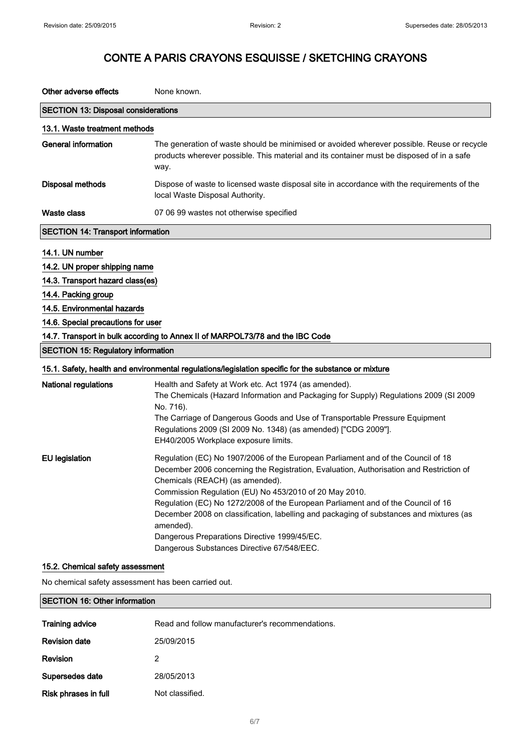# CONTE A PARIS CRAYONS ESQUISSE / SKETCHING CRAYONS

**Other adverse effects** None known.

## SECTION 13: Disposal considerations

### 13.1. Waste treatment methods

**General information** The generation of waste should be minimised or avoided wherever possible. Reuse or recycle products wherever possible. This material and its container must be disposed of in a safe way.

**Disposal methods** Dispose of waste to licensed waste disposal site in accordance with the requirements of the local Waste Disposal Authority.

**Waste class** 07 06 99 wastes not otherwise specified

## SECTION 14: Transport information

### 14.1. UN number

### 14.2. UN proper shipping name

### 14.3. Transport hazard class(es)

### 14.4. Packing group

### 14.5. Environmental hazards

### 14.6. Special precautions for user

### 14.7. Transport in bulk according to Annex II of MARPOL73/78 and the IBC Code

## SECTION 15: Regulatory information

### 15.1. Safety, health and environmental regulations/legislation specific for the substance or mixture

**National regulations** Health and Safety at Work etc. Act 1974 (as amended).
The Chemicals (Hazard Information and Packaging for Supply) Regulations 2009 (SI 2009 No. 716).
The Carriage of Dangerous Goods and Use of Transportable Pressure Equipment Regulations 2009 (SI 2009 No. 1348) (as amended) ["CDG 2009"].
EH40/2005 Workplace exposure limits.

**EU legislation** Regulation (EC) No 1907/2006 of the European Parliament and of the Council of 18 December 2006 concerning the Registration, Evaluation, Authorisation and Restriction of Chemicals (REACH) (as amended).
Commission Regulation (EU) No 453/2010 of 20 May 2010.
Regulation (EC) No 1272/2008 of the European Parliament and of the Council of 16 December 2008 on classification, labelling and packaging of substances and mixtures (as amended).
Dangerous Preparations Directive 1999/45/EC.
Dangerous Substances Directive 67/548/EEC.

### 15.2. Chemical safety assessment

No chemical safety assessment has been carried out.

## SECTION 16: Other information

**Training advice** Read and follow manufacturer's recommendations.

**Revision date** 25/09/2015

**Revision** 2

**Supersedes date** 28/05/2013

**Risk phrases in full** Not classified.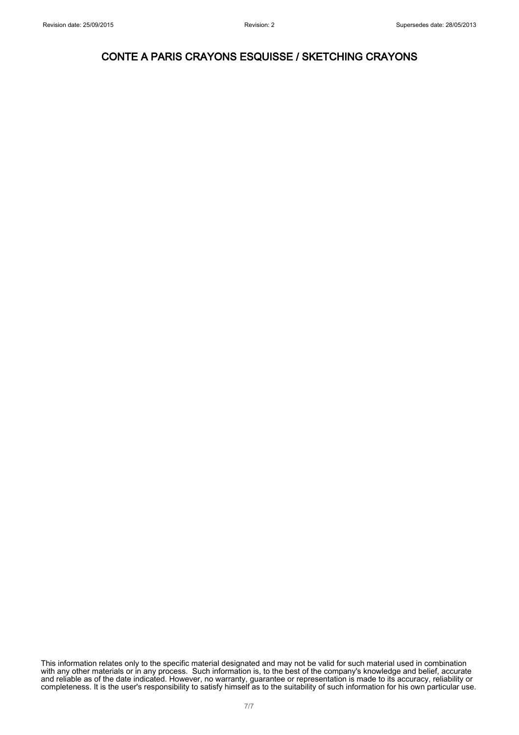This information relates only to the specific material designated and may not be valid for such material used in combination with any other materials or in any process. Such information is, to the best of the company's knowledge and belief, accurate and reliable as of the date indicated. However, no warranty, guarantee or representation is made to its accuracy, reliability or completeness. It is the user's responsibility to satisfy himself as to the suitability of such information for his own particular use.